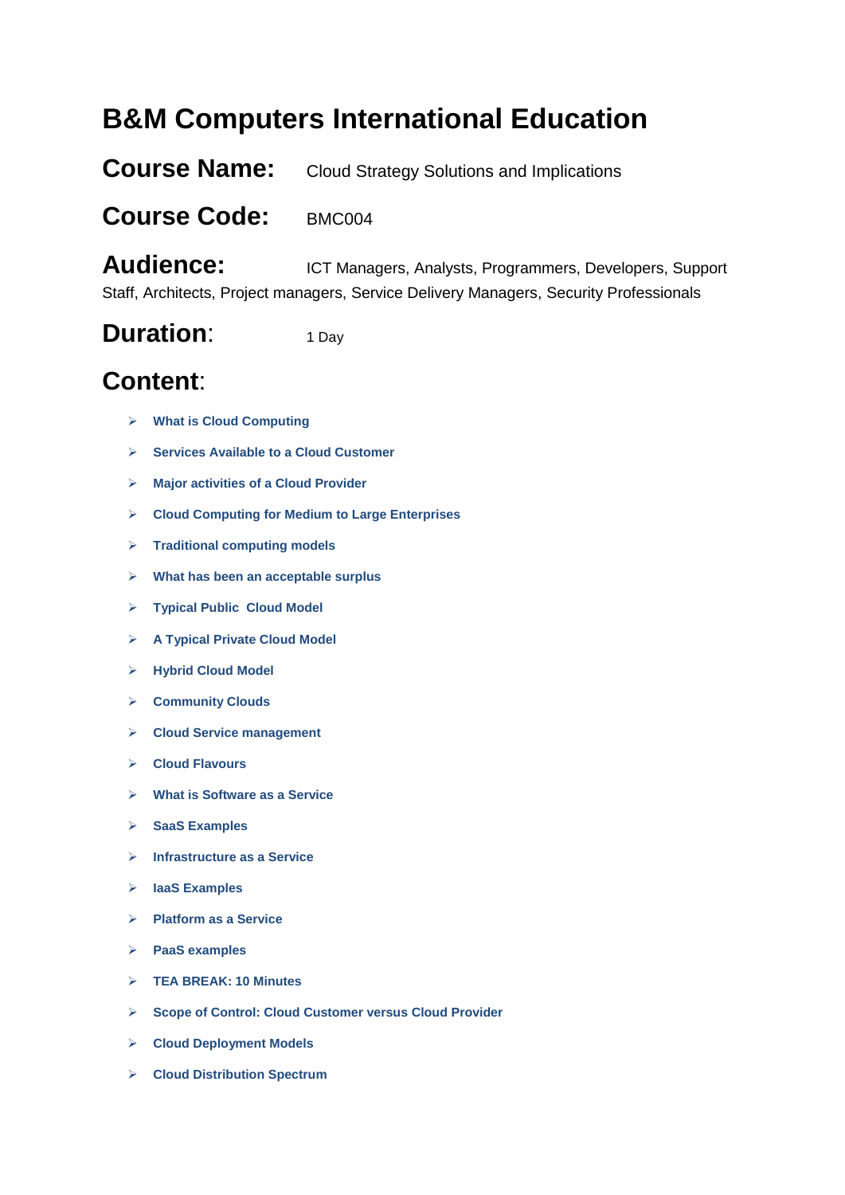# B&M Computers International Education

**Course Name:** Cloud Strategy Solutions and Implications

**Course Code:** BMC004

**Audience:** ICT Managers, Analysts, Programmers, Developers, Support Staff, Architects, Project managers, Service Delivery Managers, Security Professionals

**Duration:** 1 Day

## Content:

- **What is Cloud Computing**
- **Services Available to a Cloud Customer**
- **Major activities of a Cloud Provider**
- **Cloud Computing for Medium to Large Enterprises**
- **Traditional computing models**
- **What has been an acceptable surplus**
- **Typical Public Cloud Model**
- **A Typical Private Cloud Model**
- **Hybrid Cloud Model**
- **Community Clouds**
- **Cloud Service management**
- **Cloud Flavours**
- **What is Software as a Service**
- **SaaS Examples**
- **Infrastructure as a Service**
- **IaaS Examples**
- **Platform as a Service**
- **PaaS examples**
- **TEA BREAK: 10 Minutes**
- **Scope of Control: Cloud Customer versus Cloud Provider**
- **Cloud Deployment Models**
- **Cloud Distribution Spectrum**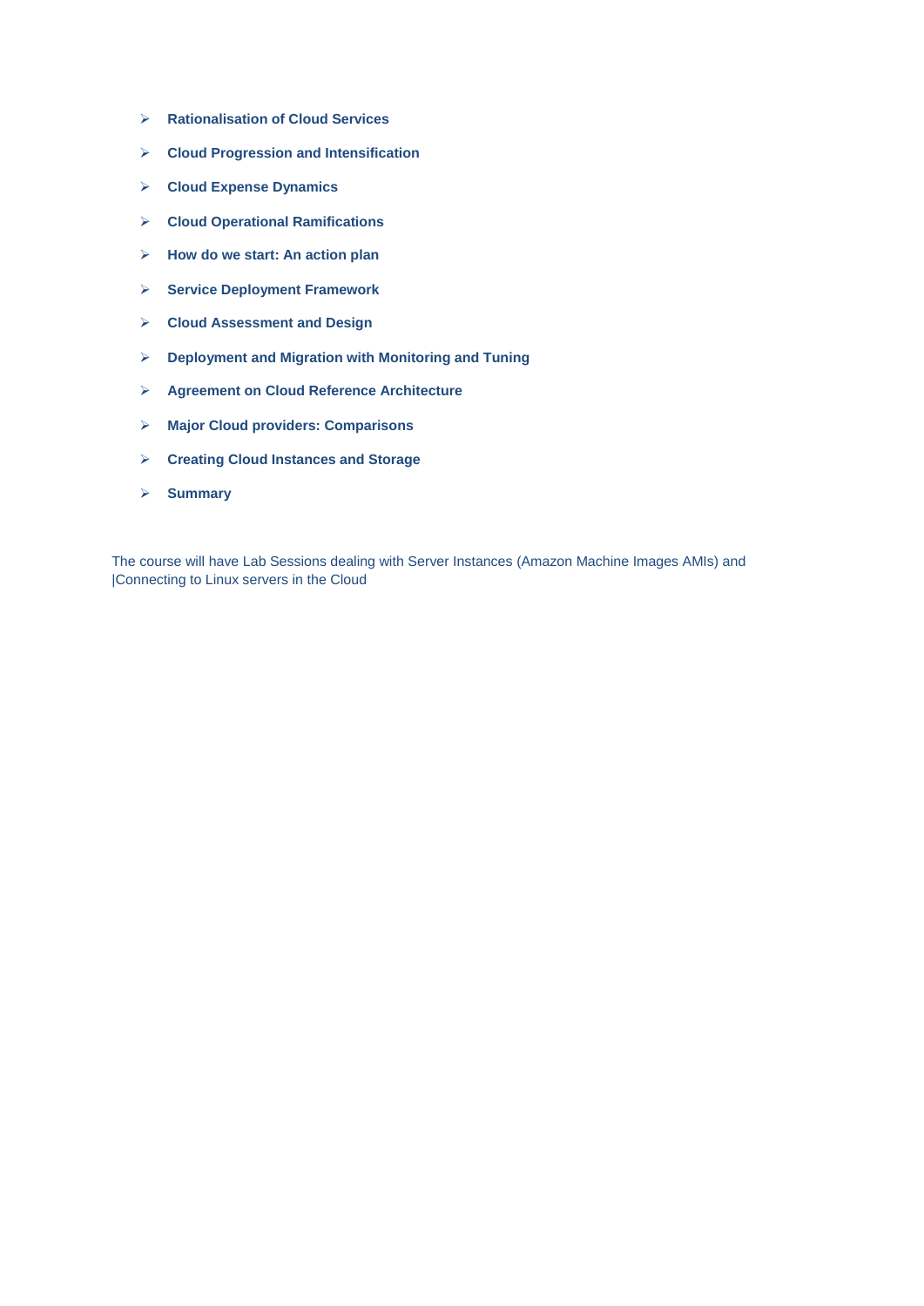- **Rationalisation of Cloud Services**
- **Cloud Progression and Intensification**
- **Cloud Expense Dynamics**
- **Cloud Operational Ramifications**
- **How do we start: An action plan**
- **Service Deployment Framework**
- **Cloud Assessment and Design**
- **Deployment and Migration with Monitoring and Tuning**
- **Agreement on Cloud Reference Architecture**
- **Major Cloud providers: Comparisons**
- **Creating Cloud Instances and Storage**
- **Summary**

The course will have Lab Sessions dealing with Server Instances (Amazon Machine Images AMIs) and |Connecting to Linux servers in the Cloud